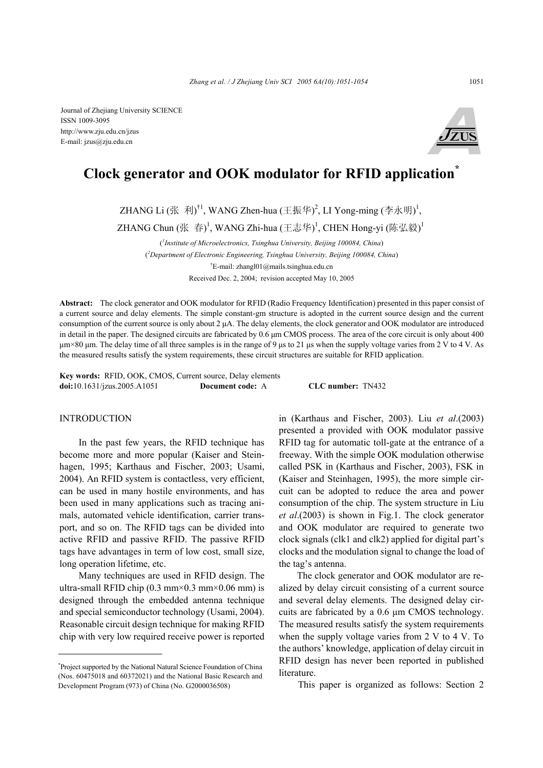Journal of Zhejiang University SCIENCE
ISSN 1009-3095
http://www.zju.edu.cn/jzus
E-mail: jzus@zju.edu.cn

# Clock generator and OOK modulator for RFID application*

ZHANG Li (张 利)[†1], WANG Zhen-hua (王振华)[2], LI Yong-ming (李永明)[1], ZHANG Chun (张 春)[1], WANG Zhi-hua (王志华)[1], CHEN Hong-yi (陈弘毅)[1]

([1]Institute of Microelectronics, Tsinghua University, Beijing 100084, China)

([2]Department of Electronic Engineering, Tsinghua University, Beijing 100084, China)

[†]E-mail: zhangl01@mails.tsinghua.edu.cn

Received Dec. 2, 2004; revision accepted May 10, 2005

**Abstract:** The clock generator and OOK modulator for RFID (Radio Frequency Identification) presented in this paper consist of a current source and delay elements. The simple constant-gm structure is adopted in the current source design and the current consumption of the current source is only about 2 μA. The delay elements, the clock generator and OOK modulator are introduced in detail in the paper. The designed circuits are fabricated by 0.6 μm CMOS process. The area of the core circuit is only about 400 μm×80 μm. The delay time of all three samples is in the range of 9 μs to 21 μs when the supply voltage varies from 2 V to 4 V. As the measured results satisfy the system requirements, these circuit structures are suitable for RFID application.

**Key words:** RFID, OOK, CMOS, Current source, Delay elements
**doi:**10.1631/jzus.2005.A1051 **Document code:** A **CLC number:** TN432

## INTRODUCTION

In the past few years, the RFID technique has become more and more popular (Kaiser and Steinhagen, 1995; Karthaus and Fischer, 2003; Usami, 2004). An RFID system is contactless, very efficient, can be used in many hostile environments, and has been used in many applications such as tracing animals, automated vehicle identification, carrier transport, and so on. The RFID tags can be divided into active RFID and passive RFID. The passive RFID tags have advantages in term of low cost, small size, long operation lifetime, etc.

Many techniques are used in RFID design. The ultra-small RFID chip (0.3 mm×0.3 mm×0.06 mm) is designed through the embedded antenna technique and special semiconductor technology (Usami, 2004). Reasonable circuit design technique for making RFID chip with very low required receive power is reported in (Karthaus and Fischer, 2003). Liu *et al*.(2003) presented a provided with OOK modulator passive RFID tag for automatic toll-gate at the entrance of a freeway. With the simple OOK modulation otherwise called PSK in (Karthaus and Fischer, 2003), FSK in (Kaiser and Steinhagen, 1995), the more simple circuit can be adopted to reduce the area and power consumption of the chip. The system structure in Liu *et al*.(2003) is shown in Fig.1. The clock generator and OOK modulator are required to generate two clock signals (clk1 and clk2) applied for digital part's clocks and the modulation signal to change the load of the tag's antenna.

The clock generator and OOK modulator are realized by delay circuit consisting of a current source and several delay elements. The designed delay circuits are fabricated by a 0.6 μm CMOS technology. The measured results satisfy the system requirements when the supply voltage varies from 2 V to 4 V. To the authors' knowledge, application of delay circuit in RFID design has never been reported in published literature.

This paper is organized as follows: Section 2

---

*Project supported by the National Natural Science Foundation of China (Nos. 60475018 and 60372021) and the National Basic Research and Development Program (973) of China (No. G2000036508)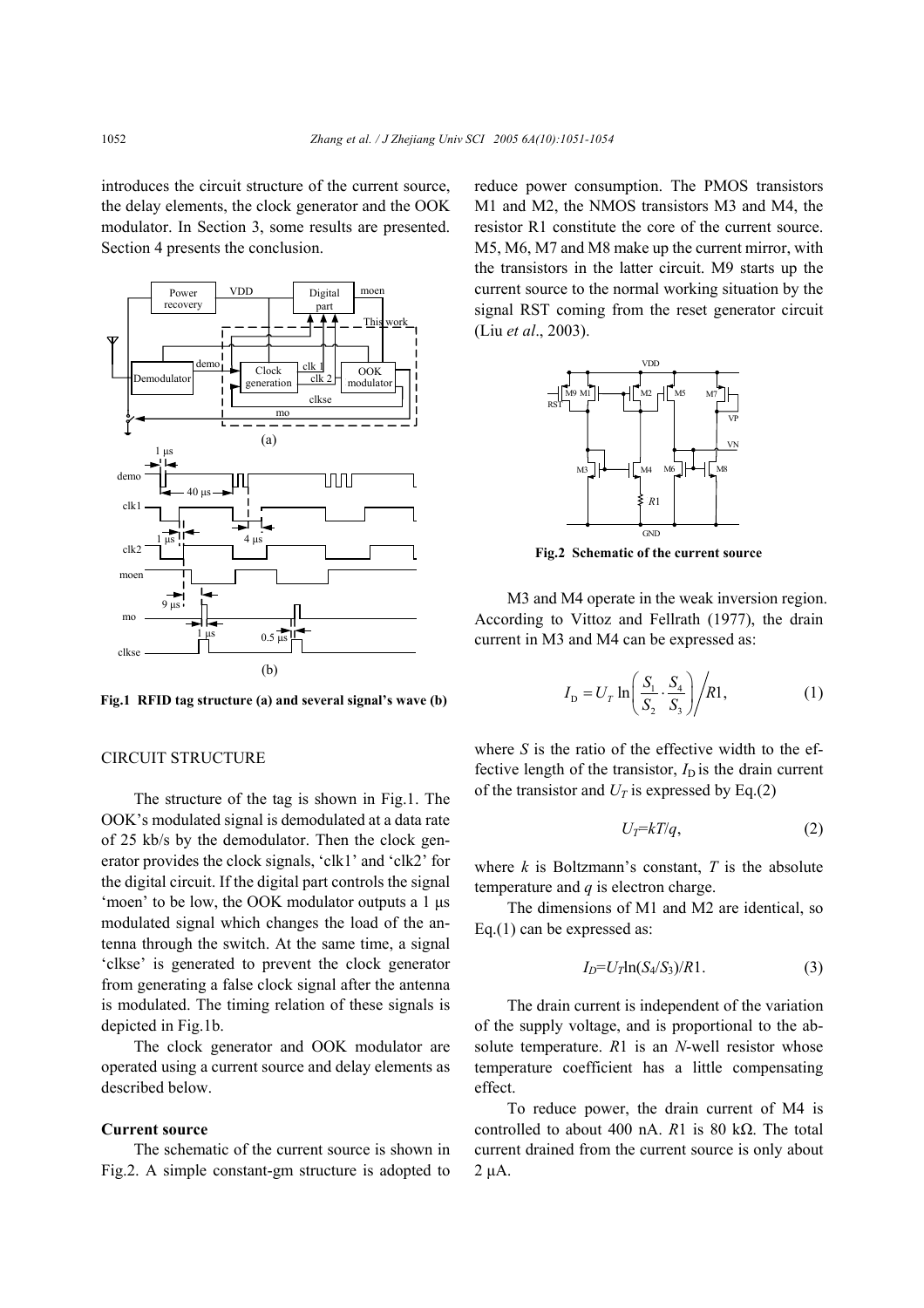introduces the circuit structure of the current source, the delay elements, the clock generator and the OOK modulator. In Section 3, some results are presented. Section 4 presents the conclusion.

**Fig.1 RFID tag structure (a) and several signal's wave (b)**

## CIRCUIT STRUCTURE

The structure of the tag is shown in Fig.1. The OOK's modulated signal is demodulated at a data rate of 25 kb/s by the demodulator. Then the clock generator provides the clock signals, 'clk1' and 'clk2' for the digital circuit. If the digital part controls the signal 'moen' to be low, the OOK modulator outputs a 1 μs modulated signal which changes the load of the antenna through the switch. At the same time, a signal 'clkse' is generated to prevent the clock generator from generating a false clock signal after the antenna is modulated. The timing relation of these signals is depicted in Fig.1b.

The clock generator and OOK modulator are operated using a current source and delay elements as described below.

### Current source

The schematic of the current source is shown in Fig.2. A simple constant-gm structure is adopted to reduce power consumption. The PMOS transistors M1 and M2, the NMOS transistors M3 and M4, the resistor R1 constitute the core of the current source. M5, M6, M7 and M8 make up the current mirror, with the transistors in the latter circuit. M9 starts up the current source to the normal working situation by the signal RST coming from the reset generator circuit (Liu *et al*., 2003).

**Fig.2 Schematic of the current source**

M3 and M4 operate in the weak inversion region. According to Vittoz and Fellrath (1977), the drain current in M3 and M4 can be expressed as:

$$I_{\mathrm{D}} = U_T \ln\left(\frac{S_1}{S_2} \cdot \frac{S_4}{S_3}\right) \Big/ R1, \tag{1}$$

where $S$ is the ratio of the effective width to the effective length of the transistor, $I_{\mathrm{D}}$ is the drain current of the transistor and $U_T$ is expressed by Eq.(2)

$$U_T = kT/q, \tag{2}$$

where $k$ is Boltzmann's constant, $T$ is the absolute temperature and $q$ is electron charge.

The dimensions of M1 and M2 are identical, so Eq.(1) can be expressed as:

$$I_D = U_T \ln(S_4/S_3)/R1. \tag{3}$$

The drain current is independent of the variation of the supply voltage, and is proportional to the absolute temperature. $R1$ is an $N$-well resistor whose temperature coefficient has a little compensating effect.

To reduce power, the drain current of M4 is controlled to about 400 nA. $R1$ is 80 kΩ. The total current drained from the current source is only about 2 μA.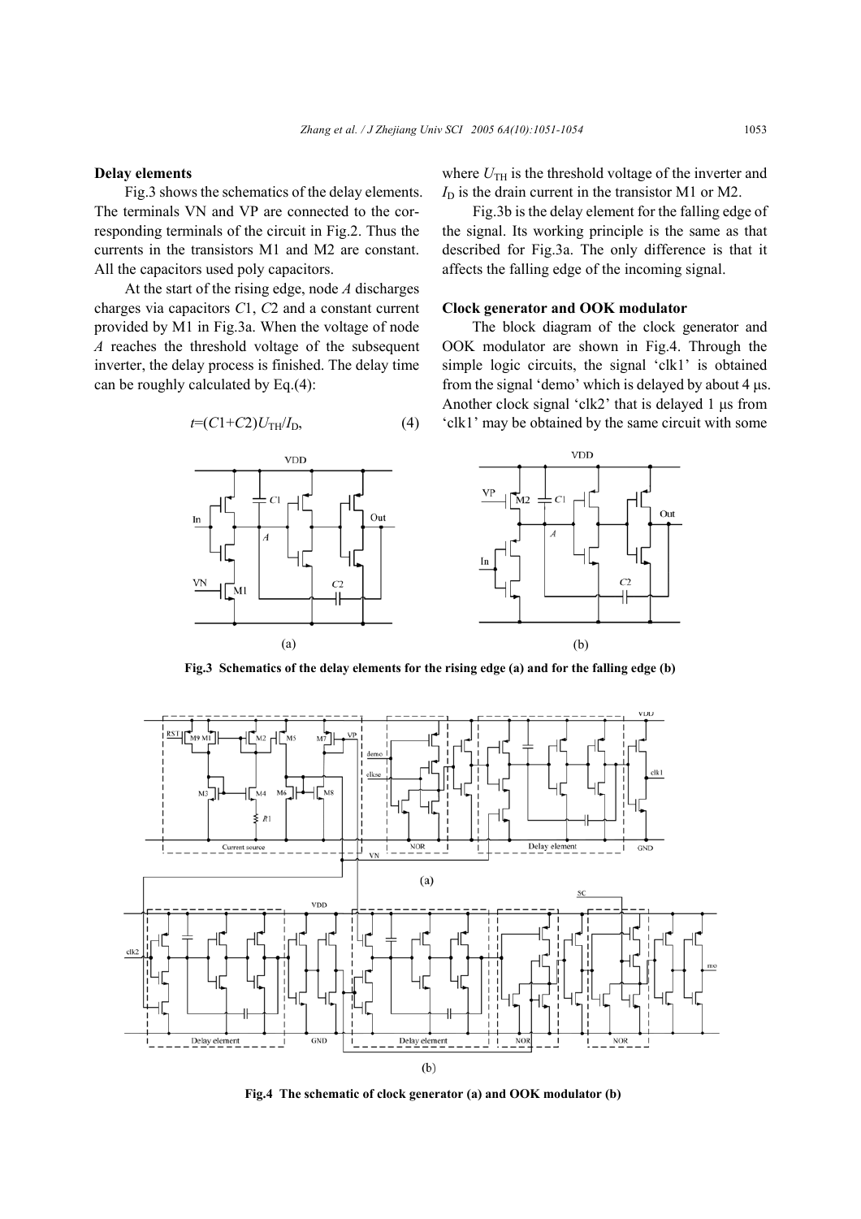**Delay elements**

Fig.3 shows the schematics of the delay elements. The terminals VN and VP are connected to the corresponding terminals of the circuit in Fig.2. Thus the currents in the transistors M1 and M2 are constant. All the capacitors used poly capacitors.

At the start of the rising edge, node *A* discharges charges via capacitors *C*1, *C*2 and a constant current provided by M1 in Fig.3a. When the voltage of node *A* reaches the threshold voltage of the subsequent inverter, the delay process is finished. The delay time can be roughly calculated by Eq.(4):

$$t=(C1+C2)U_{\mathrm{TH}}/I_{\mathrm{D}}, \tag{4}$$

where $U_{\mathrm{TH}}$ is the threshold voltage of the inverter and $I_{\mathrm{D}}$ is the drain current in the transistor M1 or M2.

Fig.3b is the delay element for the falling edge of the signal. Its working principle is the same as that described for Fig.3a. The only difference is that it affects the falling edge of the incoming signal.

**Clock generator and OOK modulator**

The block diagram of the clock generator and OOK modulator are shown in Fig.4. Through the simple logic circuits, the signal 'clk1' is obtained from the signal 'demo' which is delayed by about 4 μs. Another clock signal 'clk2' that is delayed 1 μs from 'clk1' may be obtained by the same circuit with some

**Fig.3 Schematics of the delay elements for the rising edge (a) and for the falling edge (b)**

**Fig.4 The schematic of clock generator (a) and OOK modulator (b)**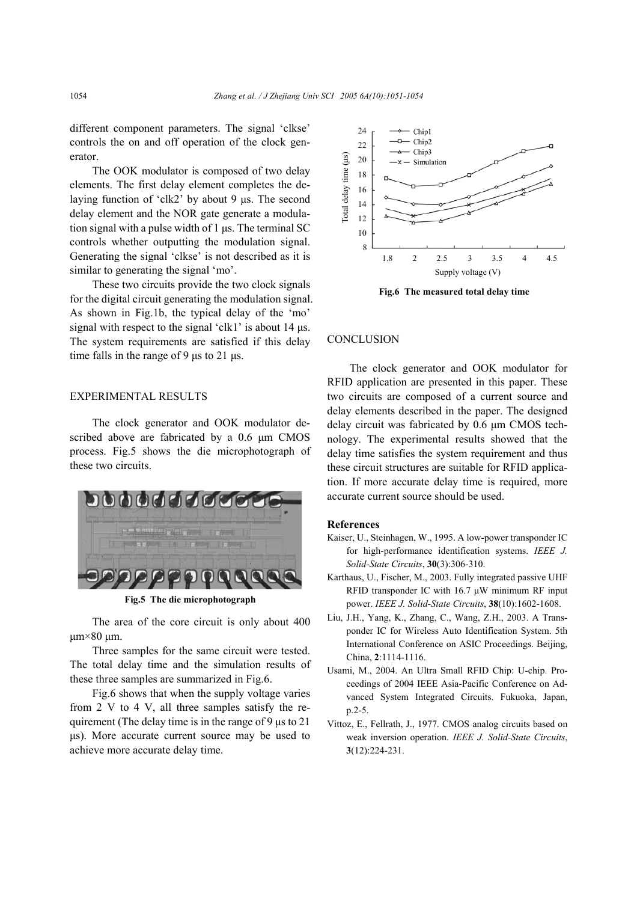different component parameters. The signal 'clkse' controls the on and off operation of the clock generator.

The OOK modulator is composed of two delay elements. The first delay element completes the delaying function of 'clk2' by about 9 μs. The second delay element and the NOR gate generate a modulation signal with a pulse width of 1 μs. The terminal SC controls whether outputting the modulation signal. Generating the signal 'clkse' is not described as it is similar to generating the signal 'mo'.

These two circuits provide the two clock signals for the digital circuit generating the modulation signal. As shown in Fig.1b, the typical delay of the 'mo' signal with respect to the signal 'clk1' is about 14 μs. The system requirements are satisfied if this delay time falls in the range of 9 μs to 21 μs.

## EXPERIMENTAL RESULTS

The clock generator and OOK modulator described above are fabricated by a 0.6 μm CMOS process. Fig.5 shows the die microphotograph of these two circuits.

**Fig.5 The die microphotograph**

The area of the core circuit is only about 400 μm×80 μm.

Three samples for the same circuit were tested. The total delay time and the simulation results of these three samples are summarized in Fig.6.

Fig.6 shows that when the supply voltage varies from 2 V to 4 V, all three samples satisfy the requirement (The delay time is in the range of 9 μs to 21 μs). More accurate current source may be used to achieve more accurate delay time.

Chip1
Chip2
Chip3
Simulation

Total delay time (μs)
24
22
20
18
16
14
12
10
8

1.8 2 2.5 3 3.5 4 4.5
Supply voltage (V)

**Fig.6 The measured total delay time**

## CONCLUSION

The clock generator and OOK modulator for RFID application are presented in this paper. These two circuits are composed of a current source and delay elements described in the paper. The designed delay circuit was fabricated by 0.6 μm CMOS technology. The experimental results showed that the delay time satisfies the system requirement and thus these circuit structures are suitable for RFID application. If more accurate delay time is required, more accurate current source should be used.

## References

Kaiser, U., Steinhagen, W., 1995. A low-power transponder IC for high-performance identification systems. *IEEE J. Solid-State Circuits*, **30**(3):306-310.

Karthaus, U., Fischer, M., 2003. Fully integrated passive UHF RFID transponder IC with 16.7 μW minimum RF input power. *IEEE J. Solid-State Circuits*, **38**(10):1602-1608.

Liu, J.H., Yang, K., Zhang, C., Wang, Z.H., 2003. A Transponder IC for Wireless Auto Identification System. 5th International Conference on ASIC Proceedings. Beijing, China, **2**:1114-1116.

Usami, M., 2004. An Ultra Small RFID Chip: U-chip. Proceedings of 2004 IEEE Asia-Pacific Conference on Advanced System Integrated Circuits. Fukuoka, Japan, p.2-5.

Vittoz, E., Fellrath, J., 1977. CMOS analog circuits based on weak inversion operation. *IEEE J. Solid-State Circuits*, **3**(12):224-231.